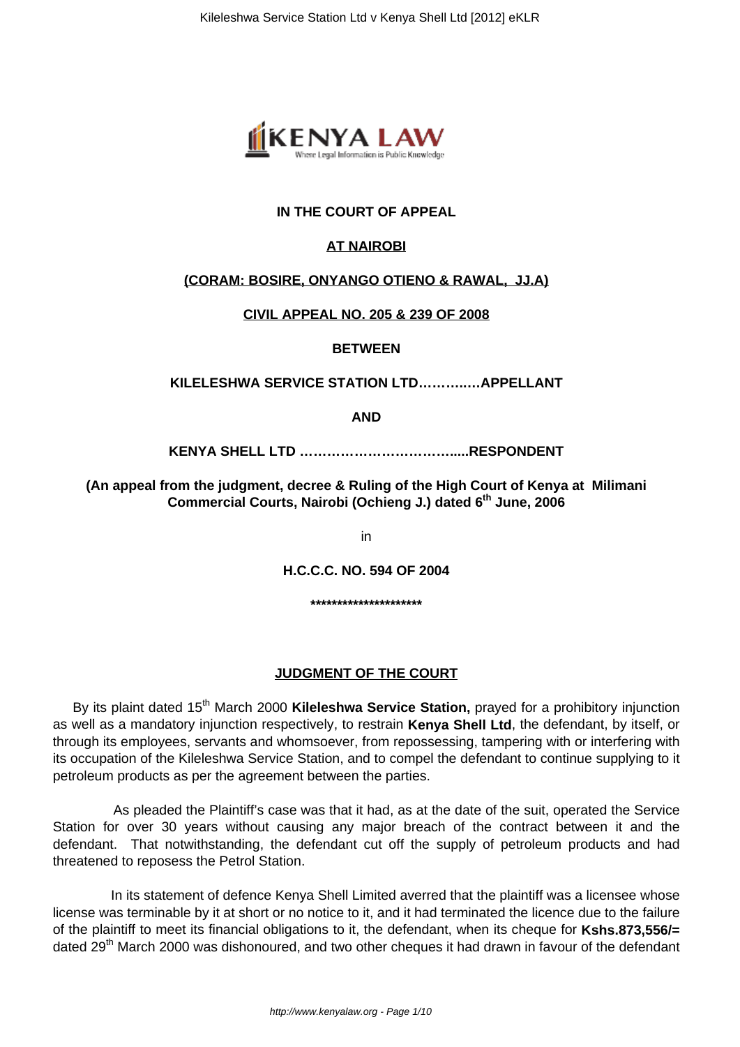**IN THE COURT OF APPEAL**

**AT NAIROBI**

**(CORAM: BOSIRE, ONYANGO OTIENO & RAWAL, JJ.A)**

**CIVIL APPEAL NO. 205 & 239 OF 2008**

**BETWEEN**

**KILELESHWA SERVICE STATION LTD…………..…APPELLANT**

**AND**

**KENYA SHELL LTD …………………………….....RESPONDENT**

**(An appeal from the judgment, decree & Ruling of the High Court of Kenya at Milimani Commercial Courts, Nairobi (Ochieng J.) dated 6th June, 2006**

in

**H.C.C.C. NO. 594 OF 2004**

**********************

**JUDGMENT OF THE COURT**

By its plaint dated 15th March 2000 **Kileleshwa Service Station,** prayed for a prohibitory injunction as well as a mandatory injunction respectively, to restrain **Kenya Shell Ltd**, the defendant, by itself, or through its employees, servants and whomsoever, from repossessing, tampering with or interfering with its occupation of the Kileleshwa Service Station, and to compel the defendant to continue supplying to it petroleum products as per the agreement between the parties.

As pleaded the Plaintiff's case was that it had, as at the date of the suit, operated the Service Station for over 30 years without causing any major breach of the contract between it and the defendant. That notwithstanding, the defendant cut off the supply of petroleum products and had threatened to reposess the Petrol Station.

In its statement of defence Kenya Shell Limited averred that the plaintiff was a licensee whose license was terminable by it at short or no notice to it, and it had terminated the licence due to the failure of the plaintiff to meet its financial obligations to it, the defendant, when its cheque for **Kshs.873,556/=** dated 29th March 2000 was dishonoured, and two other cheques it had drawn in favour of the defendant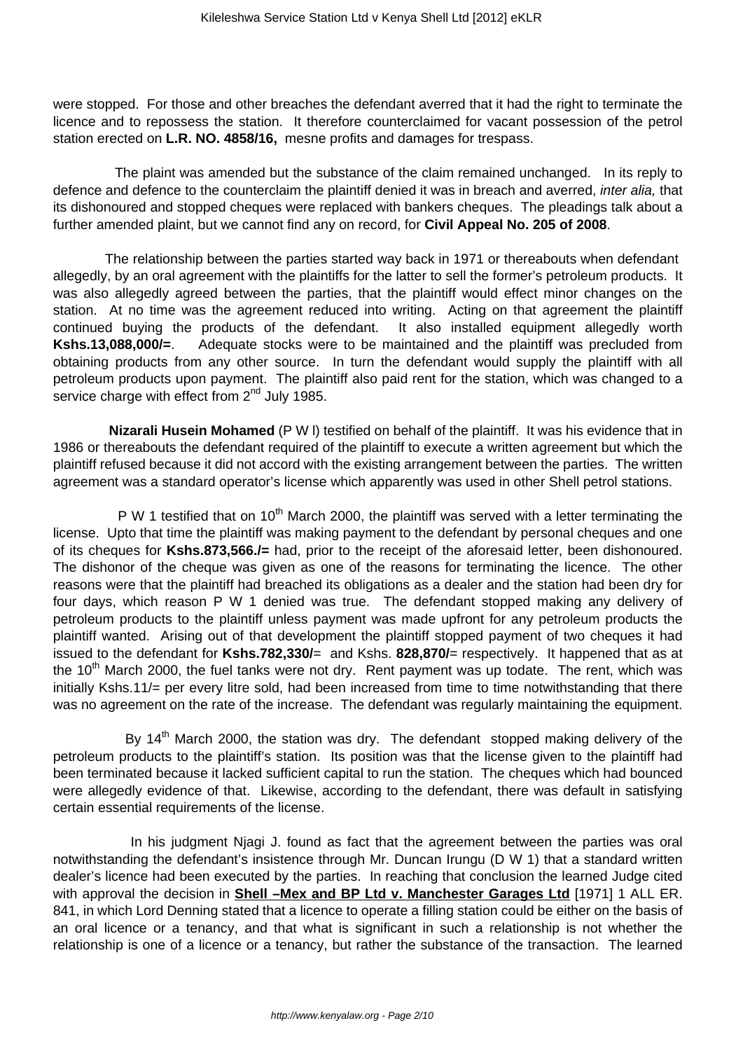were stopped. For those and other breaches the defendant averred that it had the right to terminate the licence and to repossess the station. It therefore counterclaimed for vacant possession of the petrol station erected on **L.R. NO. 4858/16,** mesne profits and damages for trespass.

The plaint was amended but the substance of the claim remained unchanged. In its reply to defence and defence to the counterclaim the plaintiff denied it was in breach and averred, *inter alia,* that its dishonoured and stopped cheques were replaced with bankers cheques. The pleadings talk about a further amended plaint, but we cannot find any on record, for **Civil Appeal No. 205 of 2008**.

The relationship between the parties started way back in 1971 or thereabouts when defendant allegedly, by an oral agreement with the plaintiffs for the latter to sell the former's petroleum products. It was also allegedly agreed between the parties, that the plaintiff would effect minor changes on the station. At no time was the agreement reduced into writing. Acting on that agreement the plaintiff continued buying the products of the defendant. It also installed equipment allegedly worth **Kshs.13,088,000/=**. Adequate stocks were to be maintained and the plaintiff was precluded from obtaining products from any other source. In turn the defendant would supply the plaintiff with all petroleum products upon payment. The plaintiff also paid rent for the station, which was changed to a service charge with effect from 2nd July 1985.

**Nizarali Husein Mohamed** (P W l) testified on behalf of the plaintiff. It was his evidence that in 1986 or thereabouts the defendant required of the plaintiff to execute a written agreement but which the plaintiff refused because it did not accord with the existing arrangement between the parties. The written agreement was a standard operator's license which apparently was used in other Shell petrol stations.

P W 1 testified that on 10th March 2000, the plaintiff was served with a letter terminating the license. Upto that time the plaintiff was making payment to the defendant by personal cheques and one of its cheques for **Kshs.873,566./=** had, prior to the receipt of the aforesaid letter, been dishonoured. The dishonor of the cheque was given as one of the reasons for terminating the licence. The other reasons were that the plaintiff had breached its obligations as a dealer and the station had been dry for four days, which reason P W 1 denied was true. The defendant stopped making any delivery of petroleum products to the plaintiff unless payment was made upfront for any petroleum products the plaintiff wanted. Arising out of that development the plaintiff stopped payment of two cheques it had issued to the defendant for **Kshs.782,330/**= and Kshs. **828,870/**= respectively. It happened that as at the 10th March 2000, the fuel tanks were not dry. Rent payment was up todate. The rent, which was initially Kshs.11/= per every litre sold, had been increased from time to time notwithstanding that there was no agreement on the rate of the increase. The defendant was regularly maintaining the equipment.

By 14th March 2000, the station was dry. The defendant stopped making delivery of the petroleum products to the plaintiff's station. Its position was that the license given to the plaintiff had been terminated because it lacked sufficient capital to run the station. The cheques which had bounced were allegedly evidence of that. Likewise, according to the defendant, there was default in satisfying certain essential requirements of the license.

In his judgment Njagi J. found as fact that the agreement between the parties was oral notwithstanding the defendant's insistence through Mr. Duncan Irungu (D W 1) that a standard written dealer's licence had been executed by the parties. In reaching that conclusion the learned Judge cited with approval the decision in **Shell –Mex and BP Ltd v. Manchester Garages Ltd** [1971] 1 ALL ER. 841, in which Lord Denning stated that a licence to operate a filling station could be either on the basis of an oral licence or a tenancy, and that what is significant in such a relationship is not whether the relationship is one of a licence or a tenancy, but rather the substance of the transaction. The learned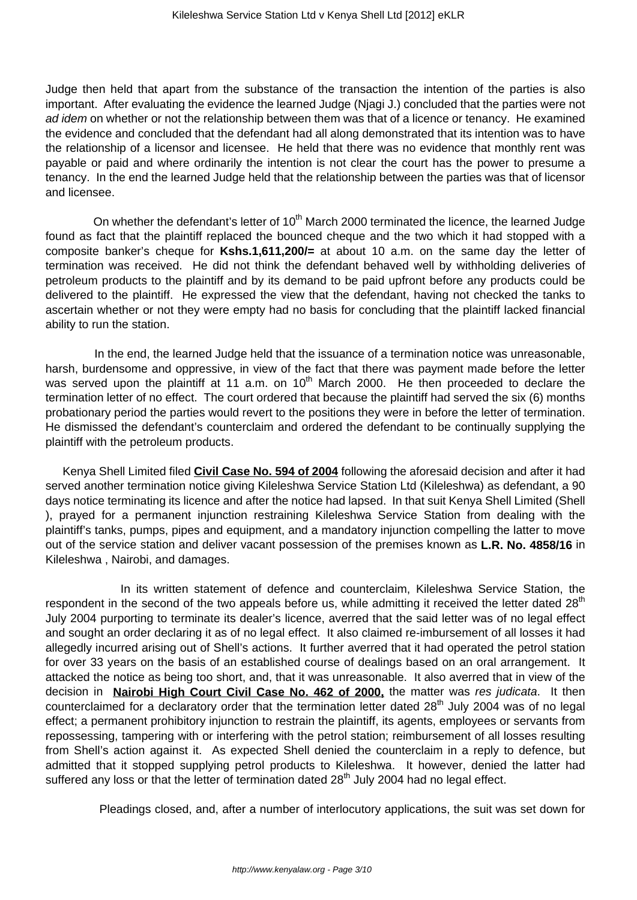Judge then held that apart from the substance of the transaction the intention of the parties is also important. After evaluating the evidence the learned Judge (Njagi J.) concluded that the parties were not *ad idem* on whether or not the relationship between them was that of a licence or tenancy. He examined the evidence and concluded that the defendant had all along demonstrated that its intention was to have the relationship of a licensor and licensee. He held that there was no evidence that monthly rent was payable or paid and where ordinarily the intention is not clear the court has the power to presume a tenancy. In the end the learned Judge held that the relationship between the parties was that of licensor and licensee.

On whether the defendant's letter of 10th March 2000 terminated the licence, the learned Judge found as fact that the plaintiff replaced the bounced cheque and the two which it had stopped with a composite banker's cheque for **Kshs.1,611,200/=** at about 10 a.m. on the same day the letter of termination was received. He did not think the defendant behaved well by withholding deliveries of petroleum products to the plaintiff and by its demand to be paid upfront before any products could be delivered to the plaintiff. He expressed the view that the defendant, having not checked the tanks to ascertain whether or not they were empty had no basis for concluding that the plaintiff lacked financial ability to run the station.

In the end, the learned Judge held that the issuance of a termination notice was unreasonable, harsh, burdensome and oppressive, in view of the fact that there was payment made before the letter was served upon the plaintiff at 11 a.m. on 10th March 2000. He then proceeded to declare the termination letter of no effect. The court ordered that because the plaintiff had served the six (6) months probationary period the parties would revert to the positions they were in before the letter of termination. He dismissed the defendant's counterclaim and ordered the defendant to be continually supplying the plaintiff with the petroleum products.

Kenya Shell Limited filed **Civil Case No. 594 of 2004** following the aforesaid decision and after it had served another termination notice giving Kileleshwa Service Station Ltd (Kileleshwa) as defendant, a 90 days notice terminating its licence and after the notice had lapsed. In that suit Kenya Shell Limited (Shell ), prayed for a permanent injunction restraining Kileleshwa Service Station from dealing with the plaintiff's tanks, pumps, pipes and equipment, and a mandatory injunction compelling the latter to move out of the service station and deliver vacant possession of the premises known as **L.R. No. 4858/16** in Kileleshwa , Nairobi, and damages.

In its written statement of defence and counterclaim, Kileleshwa Service Station, the respondent in the second of the two appeals before us, while admitting it received the letter dated 28th July 2004 purporting to terminate its dealer's licence, averred that the said letter was of no legal effect and sought an order declaring it as of no legal effect. It also claimed re-imbursement of all losses it had allegedly incurred arising out of Shell's actions. It further averred that it had operated the petrol station for over 33 years on the basis of an established course of dealings based on an oral arrangement. It attacked the notice as being too short, and, that it was unreasonable. It also averred that in view of the decision in **Nairobi High Court Civil Case No. 462 of 2000,** the matter was *res judicata*. It then counterclaimed for a declaratory order that the termination letter dated 28th July 2004 was of no legal effect; a permanent prohibitory injunction to restrain the plaintiff, its agents, employees or servants from repossessing, tampering with or interfering with the petrol station; reimbursement of all losses resulting from Shell's action against it. As expected Shell denied the counterclaim in a reply to defence, but admitted that it stopped supplying petrol products to Kileleshwa. It however, denied the latter had suffered any loss or that the letter of termination dated 28th July 2004 had no legal effect.

Pleadings closed, and, after a number of interlocutory applications, the suit was set down for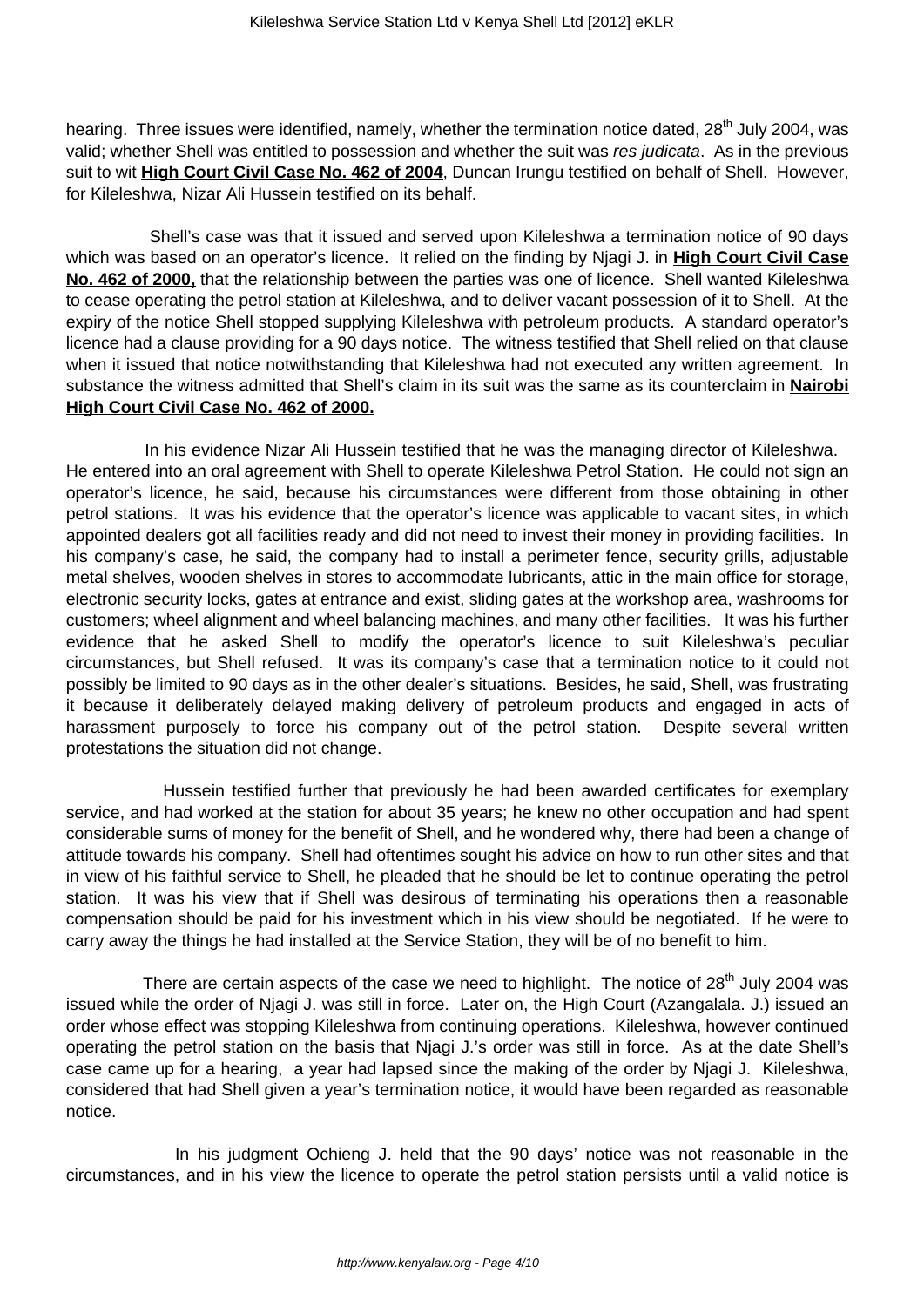hearing. Three issues were identified, namely, whether the termination notice dated, 28th July 2004, was valid; whether Shell was entitled to possession and whether the suit was *res judicata*. As in the previous suit to wit **High Court Civil Case No. 462 of 2004**, Duncan Irungu testified on behalf of Shell. However, for Kileleshwa, Nizar Ali Hussein testified on its behalf.

Shell's case was that it issued and served upon Kileleshwa a termination notice of 90 days which was based on an operator's licence. It relied on the finding by Njagi J. in **High Court Civil Case No. 462 of 2000,** that the relationship between the parties was one of licence. Shell wanted Kileleshwa to cease operating the petrol station at Kileleshwa, and to deliver vacant possession of it to Shell. At the expiry of the notice Shell stopped supplying Kileleshwa with petroleum products. A standard operator's licence had a clause providing for a 90 days notice. The witness testified that Shell relied on that clause when it issued that notice notwithstanding that Kileleshwa had not executed any written agreement. In substance the witness admitted that Shell's claim in its suit was the same as its counterclaim in **Nairobi High Court Civil Case No. 462 of 2000.**

In his evidence Nizar Ali Hussein testified that he was the managing director of Kileleshwa. He entered into an oral agreement with Shell to operate Kileleshwa Petrol Station. He could not sign an operator's licence, he said, because his circumstances were different from those obtaining in other petrol stations. It was his evidence that the operator's licence was applicable to vacant sites, in which appointed dealers got all facilities ready and did not need to invest their money in providing facilities. In his company's case, he said, the company had to install a perimeter fence, security grills, adjustable metal shelves, wooden shelves in stores to accommodate lubricants, attic in the main office for storage, electronic security locks, gates at entrance and exist, sliding gates at the workshop area, washrooms for customers; wheel alignment and wheel balancing machines, and many other facilities. It was his further evidence that he asked Shell to modify the operator's licence to suit Kileleshwa's peculiar circumstances, but Shell refused. It was its company's case that a termination notice to it could not possibly be limited to 90 days as in the other dealer's situations. Besides, he said, Shell, was frustrating it because it deliberately delayed making delivery of petroleum products and engaged in acts of harassment purposely to force his company out of the petrol station. Despite several written protestations the situation did not change.

Hussein testified further that previously he had been awarded certificates for exemplary service, and had worked at the station for about 35 years; he knew no other occupation and had spent considerable sums of money for the benefit of Shell, and he wondered why, there had been a change of attitude towards his company. Shell had oftentimes sought his advice on how to run other sites and that in view of his faithful service to Shell, he pleaded that he should be let to continue operating the petrol station. It was his view that if Shell was desirous of terminating his operations then a reasonable compensation should be paid for his investment which in his view should be negotiated. If he were to carry away the things he had installed at the Service Station, they will be of no benefit to him.

There are certain aspects of the case we need to highlight. The notice of 28th July 2004 was issued while the order of Njagi J. was still in force. Later on, the High Court (Azangalala. J.) issued an order whose effect was stopping Kileleshwa from continuing operations. Kileleshwa, however continued operating the petrol station on the basis that Njagi J.'s order was still in force. As at the date Shell's case came up for a hearing, a year had lapsed since the making of the order by Njagi J. Kileleshwa, considered that had Shell given a year's termination notice, it would have been regarded as reasonable notice.

In his judgment Ochieng J. held that the 90 days' notice was not reasonable in the circumstances, and in his view the licence to operate the petrol station persists until a valid notice is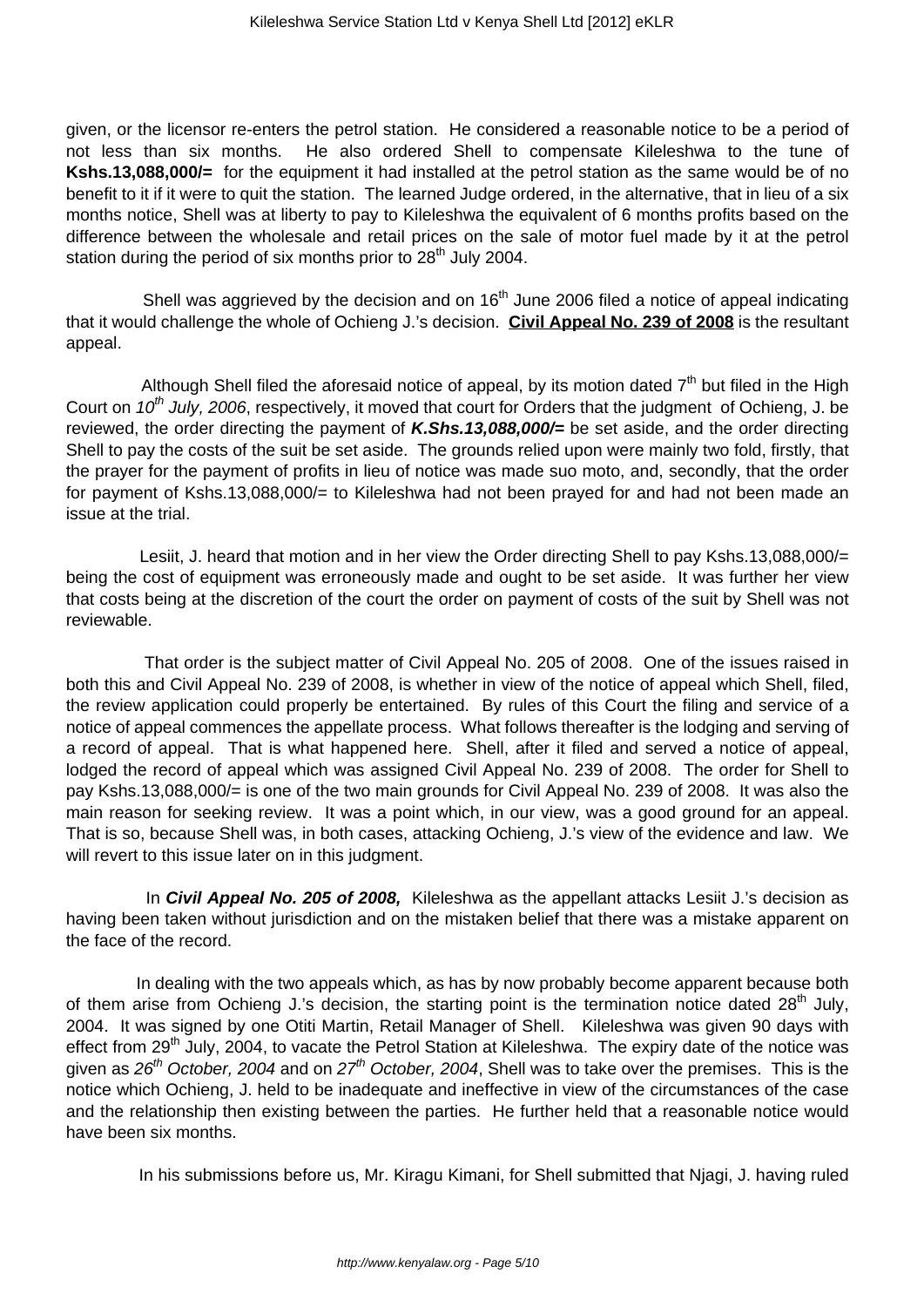given, or the licensor re-enters the petrol station. He considered a reasonable notice to be a period of not less than six months. He also ordered Shell to compensate Kileleshwa to the tune of **Kshs.13,088,000/=** for the equipment it had installed at the petrol station as the same would be of no benefit to it if it were to quit the station. The learned Judge ordered, in the alternative, that in lieu of a six months notice, Shell was at liberty to pay to Kileleshwa the equivalent of 6 months profits based on the difference between the wholesale and retail prices on the sale of motor fuel made by it at the petrol station during the period of six months prior to 28th July 2004.

Shell was aggrieved by the decision and on 16th June 2006 filed a notice of appeal indicating that it would challenge the whole of Ochieng J.'s decision. **Civil Appeal No. 239 of 2008** is the resultant appeal.

Although Shell filed the aforesaid notice of appeal, by its motion dated 7th but filed in the High Court on *10th July, 2006*, respectively, it moved that court for Orders that the judgment of Ochieng, J. be reviewed, the order directing the payment of ***K.Shs.13,088,000/=*** be set aside, and the order directing Shell to pay the costs of the suit be set aside. The grounds relied upon were mainly two fold, firstly, that the prayer for the payment of profits in lieu of notice was made suo moto, and, secondly, that the order for payment of Kshs.13,088,000/= to Kileleshwa had not been prayed for and had not been made an issue at the trial.

Lesiit, J. heard that motion and in her view the Order directing Shell to pay Kshs.13,088,000/= being the cost of equipment was erroneously made and ought to be set aside. It was further her view that costs being at the discretion of the court the order on payment of costs of the suit by Shell was not reviewable.

That order is the subject matter of Civil Appeal No. 205 of 2008. One of the issues raised in both this and Civil Appeal No. 239 of 2008, is whether in view of the notice of appeal which Shell, filed, the review application could properly be entertained. By rules of this Court the filing and service of a notice of appeal commences the appellate process. What follows thereafter is the lodging and serving of a record of appeal. That is what happened here. Shell, after it filed and served a notice of appeal, lodged the record of appeal which was assigned Civil Appeal No. 239 of 2008. The order for Shell to pay Kshs.13,088,000/= is one of the two main grounds for Civil Appeal No. 239 of 2008. It was also the main reason for seeking review. It was a point which, in our view, was a good ground for an appeal. That is so, because Shell was, in both cases, attacking Ochieng, J.'s view of the evidence and law. We will revert to this issue later on in this judgment.

In ***Civil Appeal No. 205 of 2008,*** Kileleshwa as the appellant attacks Lesiit J.'s decision as having been taken without jurisdiction and on the mistaken belief that there was a mistake apparent on the face of the record.

In dealing with the two appeals which, as has by now probably become apparent because both of them arise from Ochieng J.'s decision, the starting point is the termination notice dated 28th July, 2004. It was signed by one Otiti Martin, Retail Manager of Shell. Kileleshwa was given 90 days with effect from 29th July, 2004, to vacate the Petrol Station at Kileleshwa. The expiry date of the notice was given as *26th October, 2004* and on *27th October, 2004*, Shell was to take over the premises. This is the notice which Ochieng, J. held to be inadequate and ineffective in view of the circumstances of the case and the relationship then existing between the parties. He further held that a reasonable notice would have been six months.

In his submissions before us, Mr. Kiragu Kimani, for Shell submitted that Njagi, J. having ruled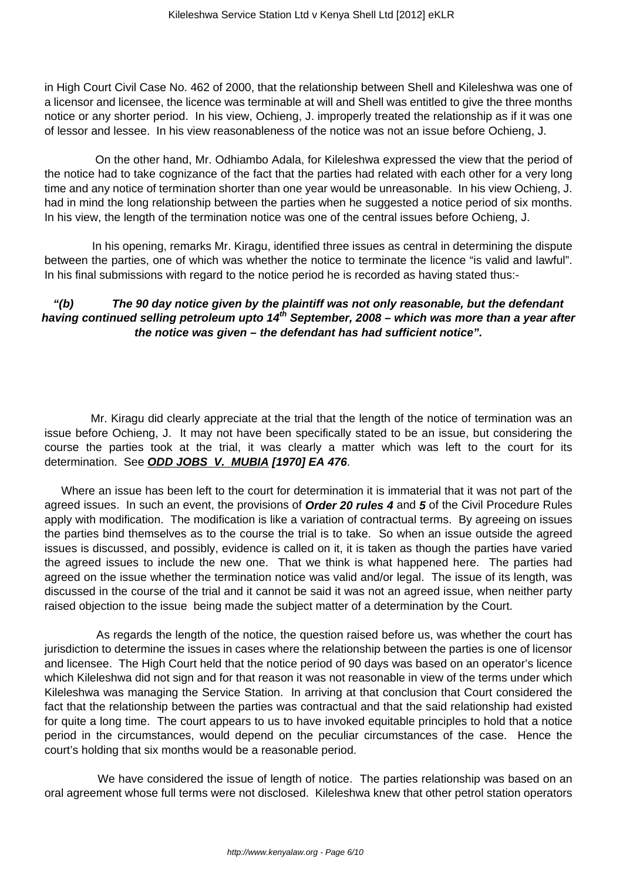in High Court Civil Case No. 462 of 2000, that the relationship between Shell and Kileleshwa was one of a licensor and licensee, the licence was terminable at will and Shell was entitled to give the three months notice or any shorter period. In his view, Ochieng, J. improperly treated the relationship as if it was one of lessor and lessee. In his view reasonableness of the notice was not an issue before Ochieng, J.

On the other hand, Mr. Odhiambo Adala, for Kileleshwa expressed the view that the period of the notice had to take cognizance of the fact that the parties had related with each other for a very long time and any notice of termination shorter than one year would be unreasonable. In his view Ochieng, J. had in mind the long relationship between the parties when he suggested a notice period of six months. In his view, the length of the termination notice was one of the central issues before Ochieng, J.

In his opening, remarks Mr. Kiragu, identified three issues as central in determining the dispute between the parties, one of which was whether the notice to terminate the licence "is valid and lawful". In his final submissions with regard to the notice period he is recorded as having stated thus:-

> ***"(b) The 90 day notice given by the plaintiff was not only reasonable, but the defendant having continued selling petroleum upto 14th September, 2008 – which was more than a year after the notice was given – the defendant has had sufficient notice".***

Mr. Kiragu did clearly appreciate at the trial that the length of the notice of termination was an issue before Ochieng, J. It may not have been specifically stated to be an issue, but considering the course the parties took at the trial, it was clearly a matter which was left to the court for its determination. See ***ODD JOBS V. MUBIA [1970] EA 476***.

Where an issue has been left to the court for determination it is immaterial that it was not part of the agreed issues. In such an event, the provisions of ***Order 20 rules 4*** and ***5*** of the Civil Procedure Rules apply with modification. The modification is like a variation of contractual terms. By agreeing on issues the parties bind themselves as to the course the trial is to take. So when an issue outside the agreed issues is discussed, and possibly, evidence is called on it, it is taken as though the parties have varied the agreed issues to include the new one. That we think is what happened here. The parties had agreed on the issue whether the termination notice was valid and/or legal. The issue of its length, was discussed in the course of the trial and it cannot be said it was not an agreed issue, when neither party raised objection to the issue being made the subject matter of a determination by the Court.

As regards the length of the notice, the question raised before us, was whether the court has jurisdiction to determine the issues in cases where the relationship between the parties is one of licensor and licensee. The High Court held that the notice period of 90 days was based on an operator's licence which Kileleshwa did not sign and for that reason it was not reasonable in view of the terms under which Kileleshwa was managing the Service Station. In arriving at that conclusion that Court considered the fact that the relationship between the parties was contractual and that the said relationship had existed for quite a long time. The court appears to us to have invoked equitable principles to hold that a notice period in the circumstances, would depend on the peculiar circumstances of the case. Hence the court's holding that six months would be a reasonable period.

We have considered the issue of length of notice. The parties relationship was based on an oral agreement whose full terms were not disclosed. Kileleshwa knew that other petrol station operators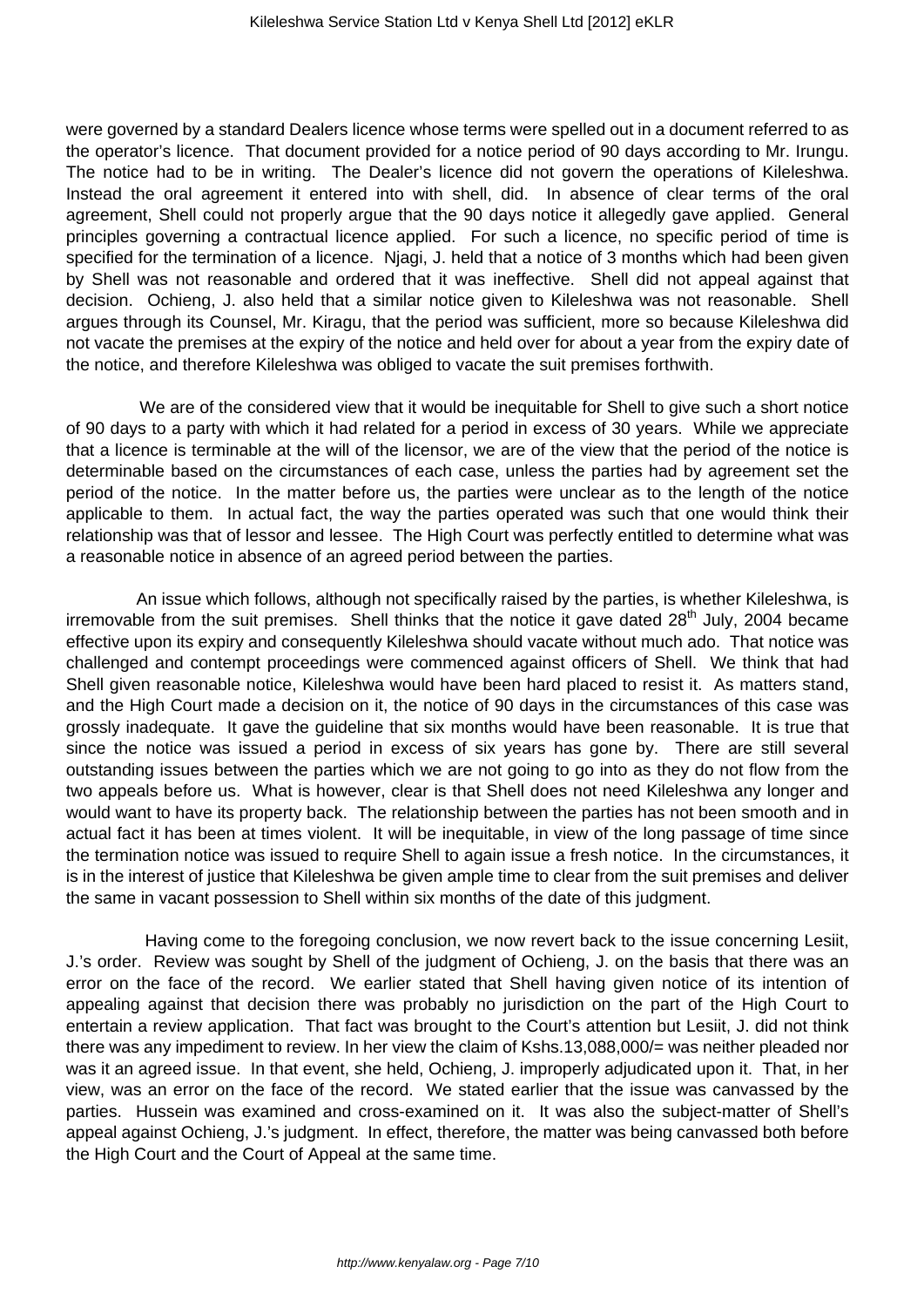were governed by a standard Dealers licence whose terms were spelled out in a document referred to as the operator's licence. That document provided for a notice period of 90 days according to Mr. Irungu. The notice had to be in writing. The Dealer's licence did not govern the operations of Kileleshwa. Instead the oral agreement it entered into with shell, did. In absence of clear terms of the oral agreement, Shell could not properly argue that the 90 days notice it allegedly gave applied. General principles governing a contractual licence applied. For such a licence, no specific period of time is specified for the termination of a licence. Njagi, J. held that a notice of 3 months which had been given by Shell was not reasonable and ordered that it was ineffective. Shell did not appeal against that decision. Ochieng, J. also held that a similar notice given to Kileleshwa was not reasonable. Shell argues through its Counsel, Mr. Kiragu, that the period was sufficient, more so because Kileleshwa did not vacate the premises at the expiry of the notice and held over for about a year from the expiry date of the notice, and therefore Kileleshwa was obliged to vacate the suit premises forthwith.

We are of the considered view that it would be inequitable for Shell to give such a short notice of 90 days to a party with which it had related for a period in excess of 30 years. While we appreciate that a licence is terminable at the will of the licensor, we are of the view that the period of the notice is determinable based on the circumstances of each case, unless the parties had by agreement set the period of the notice. In the matter before us, the parties were unclear as to the length of the notice applicable to them. In actual fact, the way the parties operated was such that one would think their relationship was that of lessor and lessee. The High Court was perfectly entitled to determine what was a reasonable notice in absence of an agreed period between the parties.

An issue which follows, although not specifically raised by the parties, is whether Kileleshwa, is irremovable from the suit premises. Shell thinks that the notice it gave dated 28th July, 2004 became effective upon its expiry and consequently Kileleshwa should vacate without much ado. That notice was challenged and contempt proceedings were commenced against officers of Shell. We think that had Shell given reasonable notice, Kileleshwa would have been hard placed to resist it. As matters stand, and the High Court made a decision on it, the notice of 90 days in the circumstances of this case was grossly inadequate. It gave the guideline that six months would have been reasonable. It is true that since the notice was issued a period in excess of six years has gone by. There are still several outstanding issues between the parties which we are not going to go into as they do not flow from the two appeals before us. What is however, clear is that Shell does not need Kileleshwa any longer and would want to have its property back. The relationship between the parties has not been smooth and in actual fact it has been at times violent. It will be inequitable, in view of the long passage of time since the termination notice was issued to require Shell to again issue a fresh notice. In the circumstances, it is in the interest of justice that Kileleshwa be given ample time to clear from the suit premises and deliver the same in vacant possession to Shell within six months of the date of this judgment.

Having come to the foregoing conclusion, we now revert back to the issue concerning Lesiit, J.'s order. Review was sought by Shell of the judgment of Ochieng, J. on the basis that there was an error on the face of the record. We earlier stated that Shell having given notice of its intention of appealing against that decision there was probably no jurisdiction on the part of the High Court to entertain a review application. That fact was brought to the Court's attention but Lesiit, J. did not think there was any impediment to review. In her view the claim of Kshs.13,088,000/= was neither pleaded nor was it an agreed issue. In that event, she held, Ochieng, J. improperly adjudicated upon it. That, in her view, was an error on the face of the record. We stated earlier that the issue was canvassed by the parties. Hussein was examined and cross-examined on it. It was also the subject-matter of Shell's appeal against Ochieng, J.'s judgment. In effect, therefore, the matter was being canvassed both before the High Court and the Court of Appeal at the same time.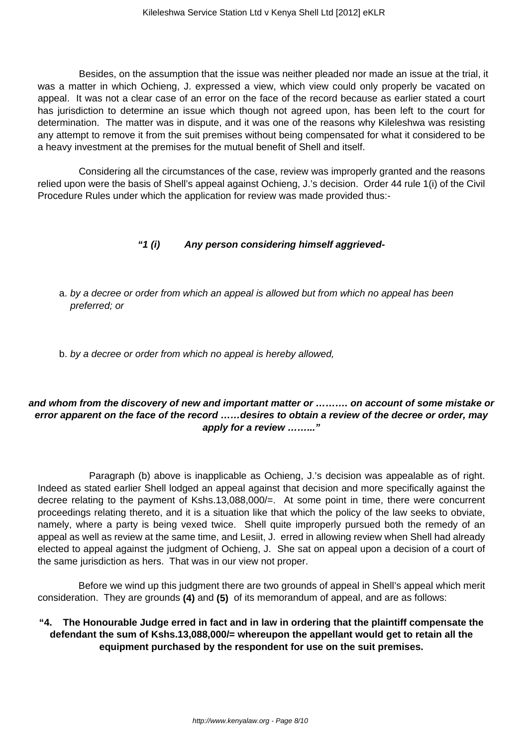Besides, on the assumption that the issue was neither pleaded nor made an issue at the trial, it was a matter in which Ochieng, J. expressed a view, which view could only properly be vacated on appeal. It was not a clear case of an error on the face of the record because as earlier stated a court has jurisdiction to determine an issue which though not agreed upon, has been left to the court for determination. The matter was in dispute, and it was one of the reasons why Kileleshwa was resisting any attempt to remove it from the suit premises without being compensated for what it considered to be a heavy investment at the premises for the mutual benefit of Shell and itself.

Considering all the circumstances of the case, review was improperly granted and the reasons relied upon were the basis of Shell's appeal against Ochieng, J.'s decision. Order 44 rule 1(i) of the Civil Procedure Rules under which the application for review was made provided thus:-

***"1 (i) Any person considering himself aggrieved-***

a. *by a decree or order from which an appeal is allowed but from which no appeal has been preferred; or*

b. *by a decree or order from which no appeal is hereby allowed,*

***and whom from the discovery of new and important matter or ………. on account of some mistake or error apparent on the face of the record ……desires to obtain a review of the decree or order, may apply for a review …….."***

Paragraph (b) above is inapplicable as Ochieng, J.'s decision was appealable as of right. Indeed as stated earlier Shell lodged an appeal against that decision and more specifically against the decree relating to the payment of Kshs.13,088,000/=. At some point in time, there were concurrent proceedings relating thereto, and it is a situation like that which the policy of the law seeks to obviate, namely, where a party is being vexed twice. Shell quite improperly pursued both the remedy of an appeal as well as review at the same time, and Lesiit, J. erred in allowing review when Shell had already elected to appeal against the judgment of Ochieng, J. She sat on appeal upon a decision of a court of the same jurisdiction as hers. That was in our view not proper.

Before we wind up this judgment there are two grounds of appeal in Shell's appeal which merit consideration. They are grounds **(4)** and **(5)** of its memorandum of appeal, and are as follows:

**"4. The Honourable Judge erred in fact and in law in ordering that the plaintiff compensate the defendant the sum of Kshs.13,088,000/= whereupon the appellant would get to retain all the equipment purchased by the respondent for use on the suit premises.**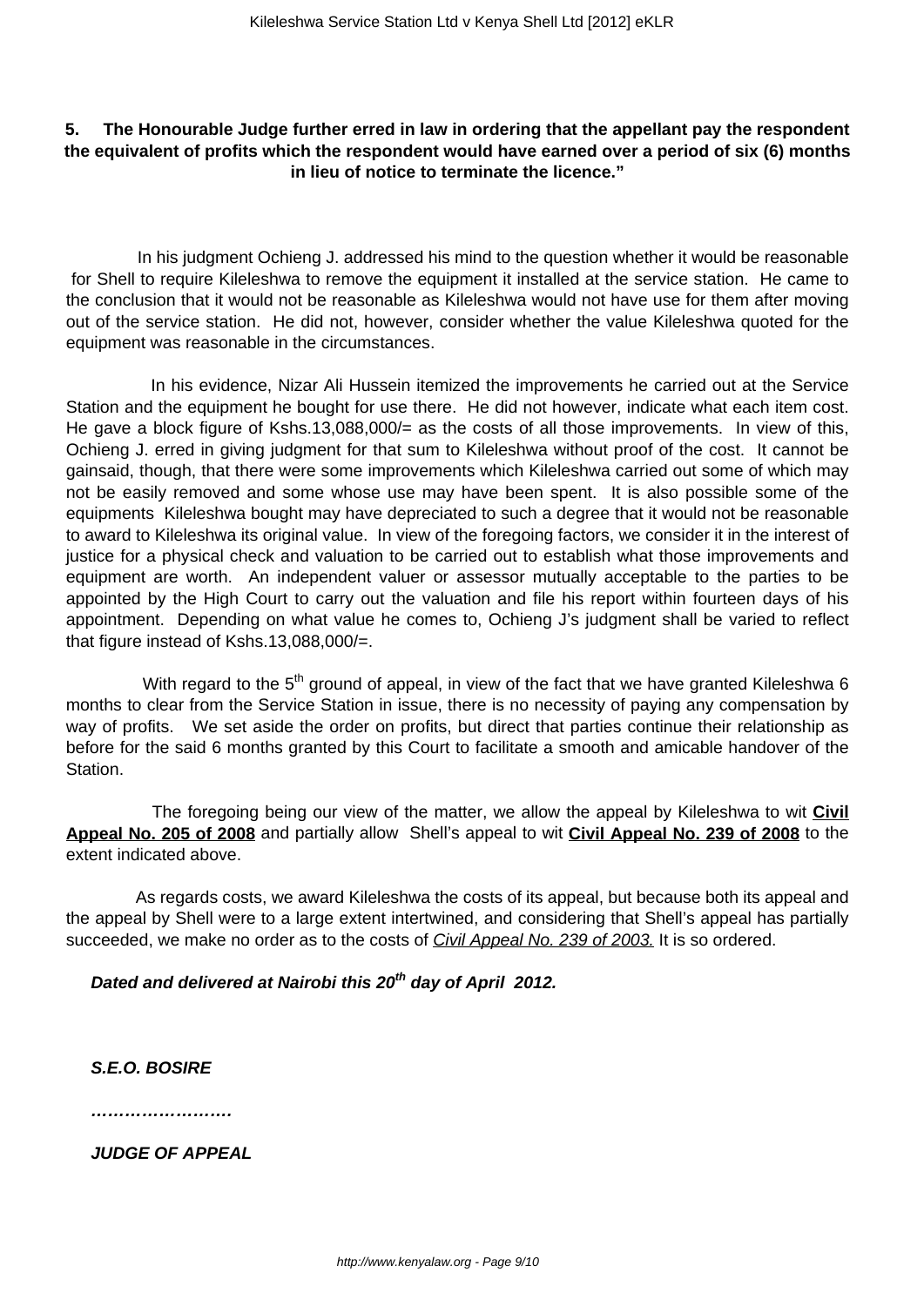**5. The Honourable Judge further erred in law in ordering that the appellant pay the respondent the equivalent of profits which the respondent would have earned over a period of six (6) months in lieu of notice to terminate the licence."**

In his judgment Ochieng J. addressed his mind to the question whether it would be reasonable for Shell to require Kileleshwa to remove the equipment it installed at the service station. He came to the conclusion that it would not be reasonable as Kileleshwa would not have use for them after moving out of the service station. He did not, however, consider whether the value Kileleshwa quoted for the equipment was reasonable in the circumstances.

In his evidence, Nizar Ali Hussein itemized the improvements he carried out at the Service Station and the equipment he bought for use there. He did not however, indicate what each item cost. He gave a block figure of Kshs.13,088,000/= as the costs of all those improvements. In view of this, Ochieng J. erred in giving judgment for that sum to Kileleshwa without proof of the cost. It cannot be gainsaid, though, that there were some improvements which Kileleshwa carried out some of which may not be easily removed and some whose use may have been spent. It is also possible some of the equipments Kileleshwa bought may have depreciated to such a degree that it would not be reasonable to award to Kileleshwa its original value. In view of the foregoing factors, we consider it in the interest of justice for a physical check and valuation to be carried out to establish what those improvements and equipment are worth. An independent valuer or assessor mutually acceptable to the parties to be appointed by the High Court to carry out the valuation and file his report within fourteen days of his appointment. Depending on what value he comes to, Ochieng J's judgment shall be varied to reflect that figure instead of Kshs.13,088,000/=.

With regard to the 5th ground of appeal, in view of the fact that we have granted Kileleshwa 6 months to clear from the Service Station in issue, there is no necessity of paying any compensation by way of profits. We set aside the order on profits, but direct that parties continue their relationship as before for the said 6 months granted by this Court to facilitate a smooth and amicable handover of the Station.

The foregoing being our view of the matter, we allow the appeal by Kileleshwa to wit **Civil Appeal No. 205 of 2008** and partially allow Shell's appeal to wit **Civil Appeal No. 239 of 2008** to the extent indicated above.

As regards costs, we award Kileleshwa the costs of its appeal, but because both its appeal and the appeal by Shell were to a large extent intertwined, and considering that Shell's appeal has partially succeeded, we make no order as to the costs of *Civil Appeal No. 239 of 2003.* It is so ordered.

***Dated and delivered at Nairobi this 20th day of April 2012.***

***S.E.O. BOSIRE***

***……………………***

***JUDGE OF APPEAL***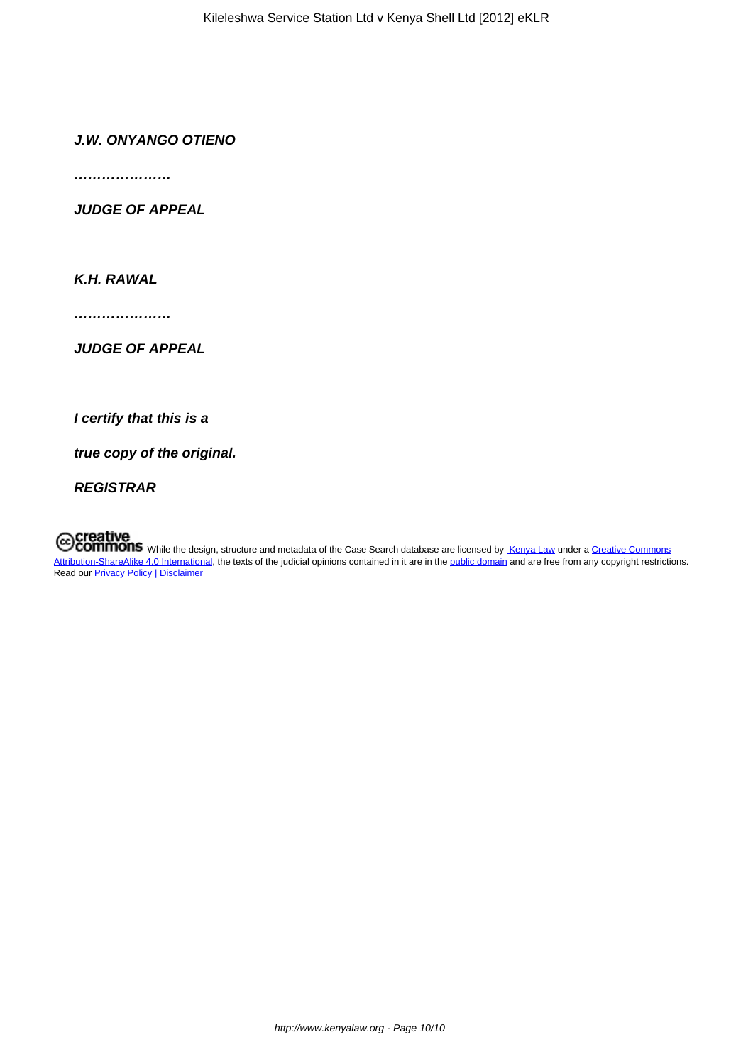***J.W. ONYANGO OTIENO***

***…………………***

***JUDGE OF APPEAL***

***K.H. RAWAL***

***…………………***

***JUDGE OF APPEAL***

***I certify that this is a***

***true copy of the original.***

***REGISTRAR***

While the design, structure and metadata of the Case Search database are licensed by Kenya Law under a Creative Commons Attribution-ShareAlike 4.0 International, the texts of the judicial opinions contained in it are in the public domain and are free from any copyright restrictions. Read our Privacy Policy | Disclaimer